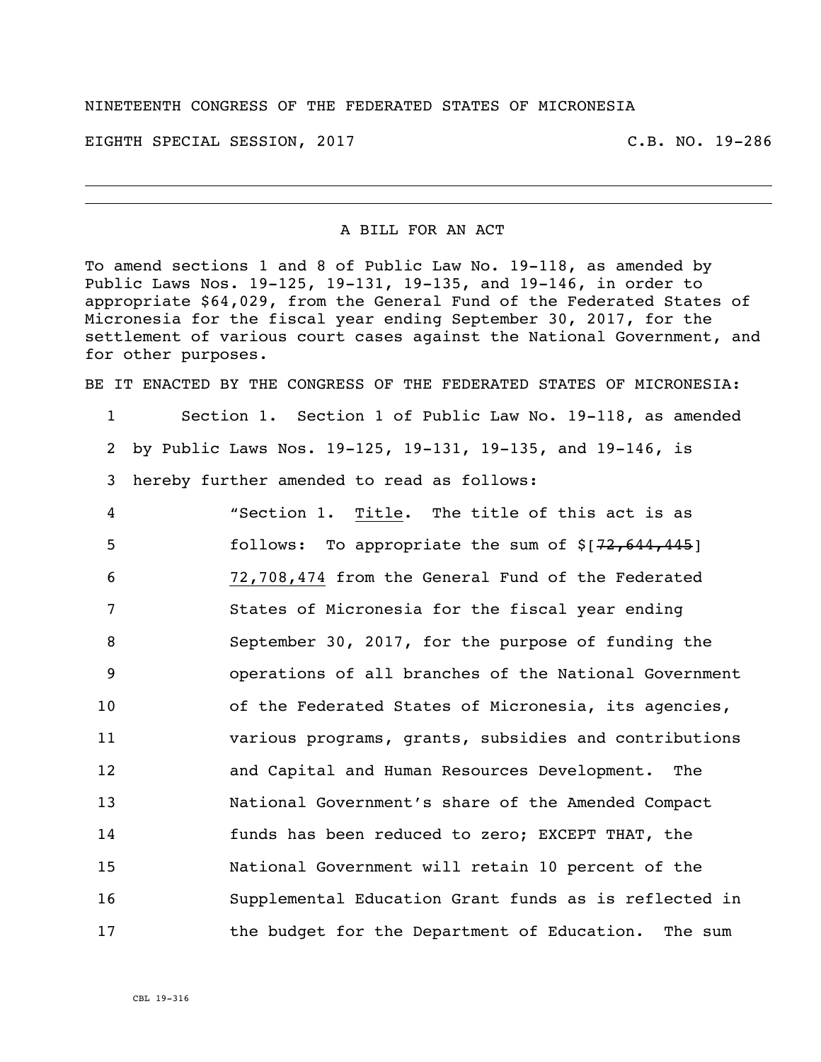NINETEENTH CONGRESS OF THE FEDERATED STATES OF MICRONESIA

EIGHTH SPECIAL SESSION, 2017 C.B. NO. 19-286

# A BILL FOR AN ACT

To amend sections 1 and 8 of Public Law No. 19-118, as amended by Public Laws Nos. 19-125, 19-131, 19-135, and 19-146, in order to appropriate $64,029, from the General Fund of the Federated States of Micronesia for the fiscal year ending September 30, 2017, for the settlement of various court cases against the National Government, and for other purposes.

BE IT ENACTED BY THE CONGRESS OF THE FEDERATED STATES OF MICRONESIA:

1 Section 1. Section 1 of Public Law No. 19-118, as amended
2 by Public Laws Nos. 19-125, 19-131, 19-135, and 19-146, is
3 hereby further amended to read as follows:

4 "Section 1. <u>Title</u>. The title of this act is as
5 follows: To appropriate the sum of $[~~72,644,445~~]
6 <u>72,708,474</u> from the General Fund of the Federated
7 States of Micronesia for the fiscal year ending
8 September 30, 2017, for the purpose of funding the
9 operations of all branches of the National Government
10 of the Federated States of Micronesia, its agencies,
11 various programs, grants, subsidies and contributions
12 and Capital and Human Resources Development. The
13 National Government's share of the Amended Compact
14 funds has been reduced to zero; EXCEPT THAT, the
15 National Government will retain 10 percent of the
16 Supplemental Education Grant funds as is reflected in
17 the budget for the Department of Education. The sum

CBL 19-316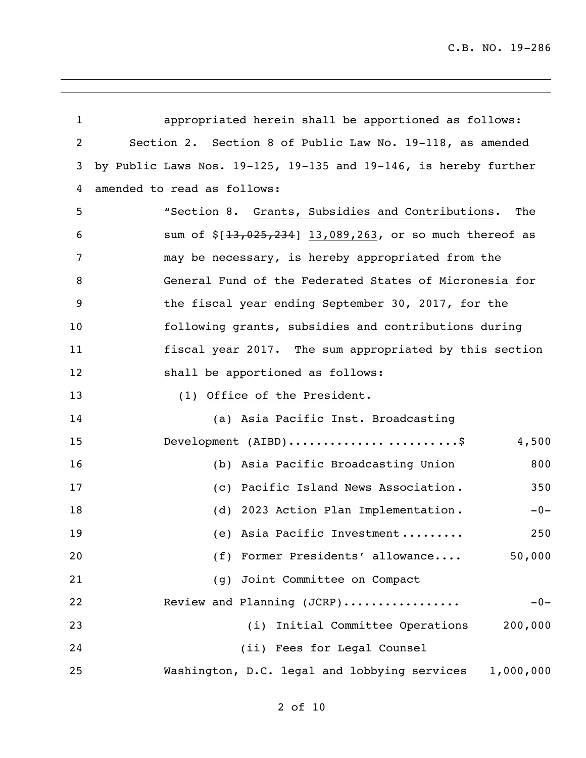appropriated herein shall be apportioned as follows:

Section 2. Section 8 of Public Law No. 19-118, as amended by Public Laws Nos. 19-125, 19-135 and 19-146, is hereby further amended to read as follows:

"Section 8. Grants, Subsidies and Contributions. The sum of $[~~13,025,234~~] 13,089,263, or so much thereof as may be necessary, is hereby appropriated from the General Fund of the Federated States of Micronesia for the fiscal year ending September 30, 2017, for the following grants, subsidies and contributions during fiscal year 2017. The sum appropriated by this section shall be apportioned as follows:

(1) Office of the President.

| | |
|---|---|
| (a) Asia Pacific Inst. Broadcasting Development (AIBD)...................... .........$ | 4,500 |
| (b) Asia Pacific Broadcasting Union | 800 |
| (c) Pacific Island News Association. | 350 |
| (d) 2023 Action Plan Implementation. | -0- |
| (e) Asia Pacific Investment......... | 250 |
| (f) Former Presidents' allowance.... | 50,000 |
| (g) Joint Committee on Compact Review and Planning (JCRP)................ | -0- |
| (i) Initial Committee Operations | 200,000 |
| (ii) Fees for Legal Counsel Washington, D.C. legal and lobbying services | 1,000,000 |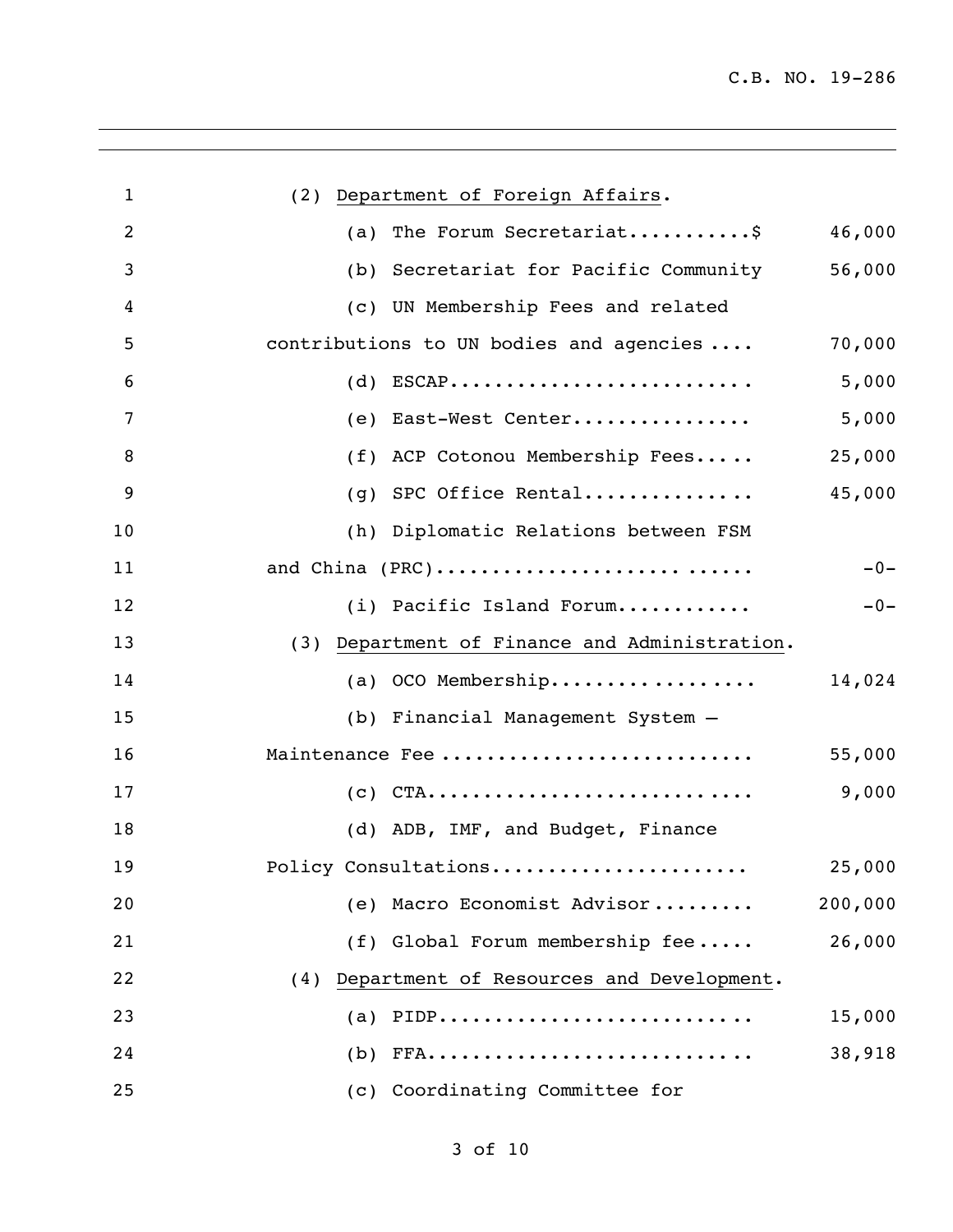(2) Department of Foreign Affairs.

| | |
|---|---|
| (a) The Forum Secretariat..........$ | 46,000 |
| (b) Secretariat for Pacific Community | 56,000 |
| (c) UN Membership Fees and related contributions to UN bodies and agencies .... | 70,000 |
| (d) ESCAP.......................... | 5,000 |
| (e) East-West Center................ | 5,000 |
| (f) ACP Cotonou Membership Fees..... | 25,000 |
| (g) SPC Office Rental............... | 45,000 |
| (h) Diplomatic Relations between FSM and China (PRC)........................... | -0- |
| (i) Pacific Island Forum............ | -0- |

(3) Department of Finance and Administration.

| | |
|---|---|
| (a) OCO Membership.................. | 14,024 |
| (b) Financial Management System – Maintenance Fee ........................... | 55,000 |
| (c) CTA............................. | 9,000 |
| (d) ADB, IMF, and Budget, Finance Policy Consultations...................... | 25,000 |
| (e) Macro Economist Advisor......... | 200,000 |
| (f) Global Forum membership fee..... | 26,000 |

(4) Department of Resources and Development.

| | |
|---|---|
| (a) PIDP............................ | 15,000 |
| (b) FFA............................. | 38,918 |

(c) Coordinating Committee for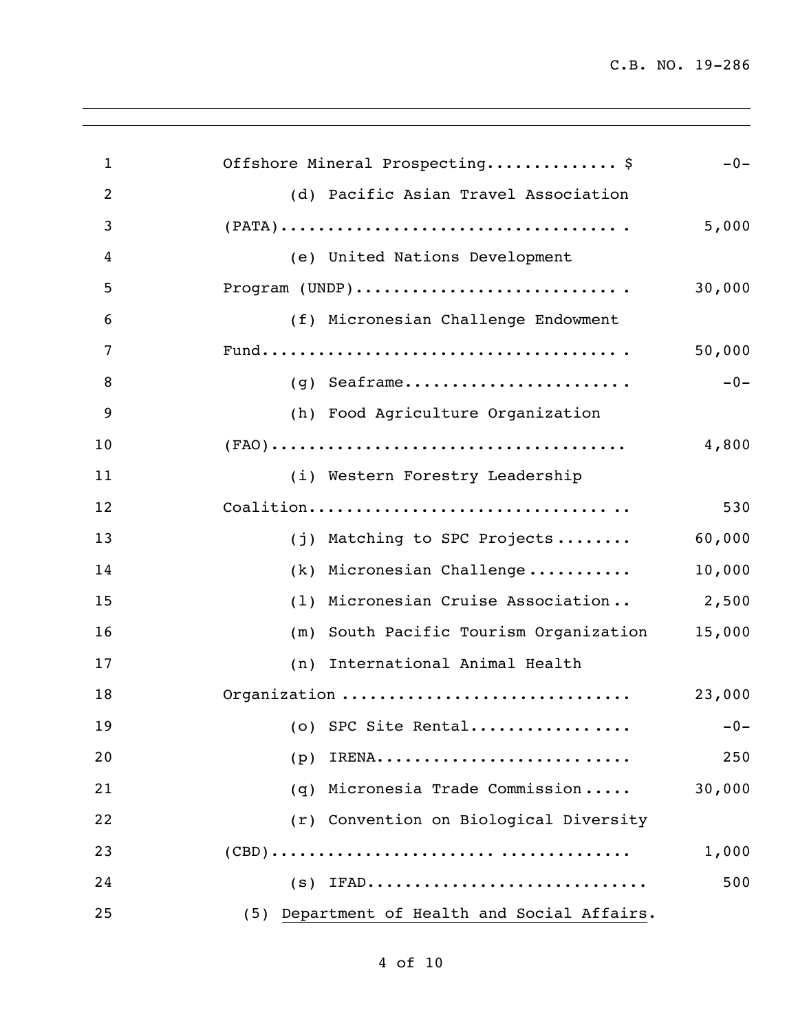| | | |
|---|---|---|
| 1 | Offshore Mineral Prospecting.............. $ | -0- |
| 2 | (d) Pacific Asian Travel Association | |
| 3 | (PATA).................................... | 5,000 |
| 4 | (e) United Nations Development | |
| 5 | Program (UNDP)............................ | 30,000 |
| 6 | (f) Micronesian Challenge Endowment | |
| 7 | Fund...................................... | 50,000 |
| 8 | (g) Seaframe........................ | -0- |
| 9 | (h) Food Agriculture Organization | |
| 10 | (FAO).................................... | 4,800 |
| 11 | (i) Western Forestry Leadership | |
| 12 | Coalition................................. | 530 |
| 13 | (j) Matching to SPC Projects........ | 60,000 |
| 14 | (k) Micronesian Challenge........... | 10,000 |
| 15 | (l) Micronesian Cruise Association.. | 2,500 |
| 16 | (m) South Pacific Tourism Organization | 15,000 |
| 17 | (n) International Animal Health | |
| 18 | Organization ............................. | 23,000 |
| 19 | (o) SPC Site Rental................. | -0- |
| 20 | (p) IRENA........................... | 250 |
| 21 | (q) Micronesia Trade Commission..... | 30,000 |
| 22 | (r) Convention on Biological Diversity | |
| 23 | (CBD).................................... | 1,000 |
| 24 | (s) IFAD............................. | 500 |
| 25 | (5) Department of Health and Social Affairs. | |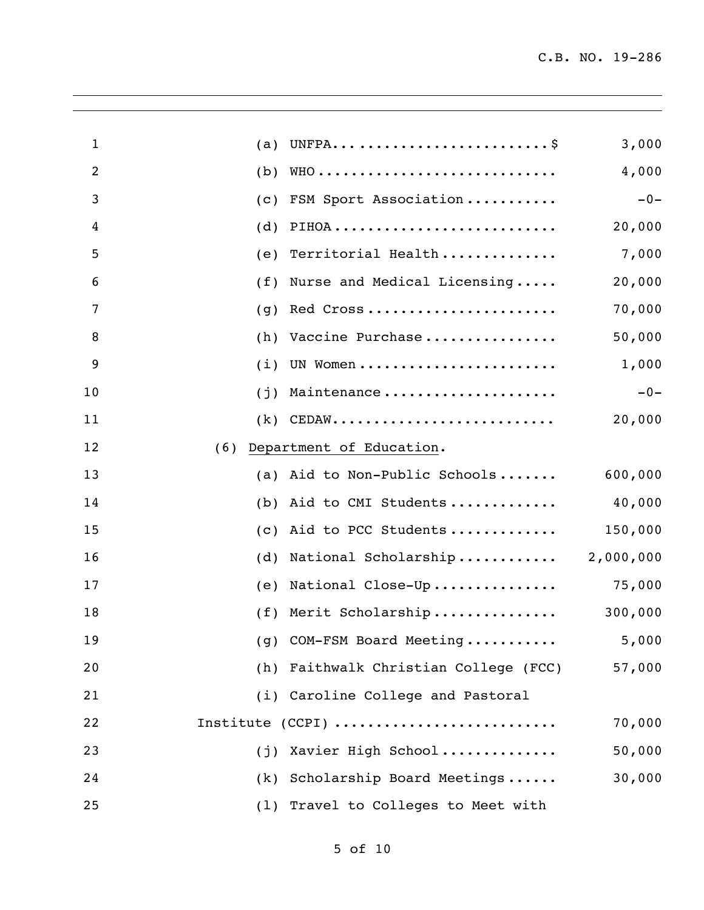(a) UNFPA........................$ 3,000

(b) WHO............................ 4,000

(c) FSM Sport Association........... -0-

(d) PIHOA.......................... 20,000

(e) Territorial Health.............. 7,000

(f) Nurse and Medical Licensing..... 20,000

(g) Red Cross....................... 70,000

(h) Vaccine Purchase................ 50,000

(i) UN Women........................ 1,000

(j) Maintenance..................... -0-

(k) CEDAW........................... 20,000

(6) Department of Education.

(a) Aid to Non-Public Schools....... 600,000

(b) Aid to CMI Students............. 40,000

(c) Aid to PCC Students............. 150,000

(d) National Scholarship............ 2,000,000

(e) National Close-Up............... 75,000

(f) Merit Scholarship............... 300,000

(g) COM-FSM Board Meeting........... 5,000

(h) Faithwalk Christian College (FCC) 57,000

(i) Caroline College and Pastoral Institute (CCPI)......................... 70,000

(j) Xavier High School.............. 50,000

(k) Scholarship Board Meetings...... 30,000

(l) Travel to Colleges to Meet with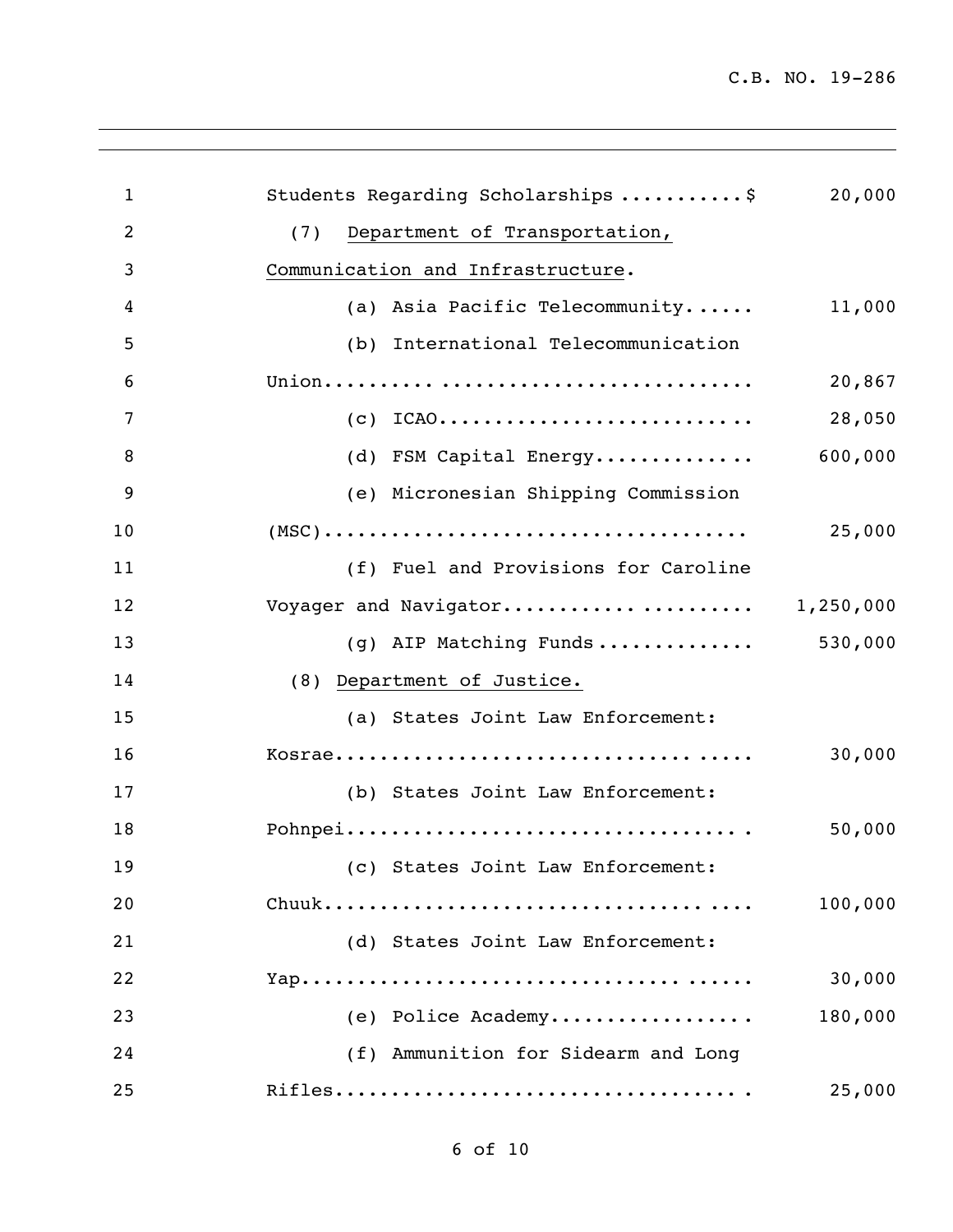Students Regarding Scholarships ...........$ 20,000

(7) <u>Department of Transportation, Communication and Infrastructure</u>.

(a) Asia Pacific Telecommunity...... 11,000

(b) International Telecommunication Union................................... 20,867

(c) ICAO........................... 28,050

(d) FSM Capital Energy.............. 600,000

(e) Micronesian Shipping Commission (MSC).................................... 25,000

(f) Fuel and Provisions for Caroline Voyager and Navigator..................... 1,250,000

(g) AIP Matching Funds.............. 530,000

(8) <u>Department of Justice.</u>

(a) States Joint Law Enforcement: Kosrae...................................... 30,000

(b) States Joint Law Enforcement: Pohnpei..................................... 50,000

(c) States Joint Law Enforcement: Chuuk....................................... 100,000

(d) States Joint Law Enforcement: Yap......................................... 30,000

(e) Police Academy.................. 180,000

(f) Ammunition for Sidearm and Long Rifles...................................... 25,000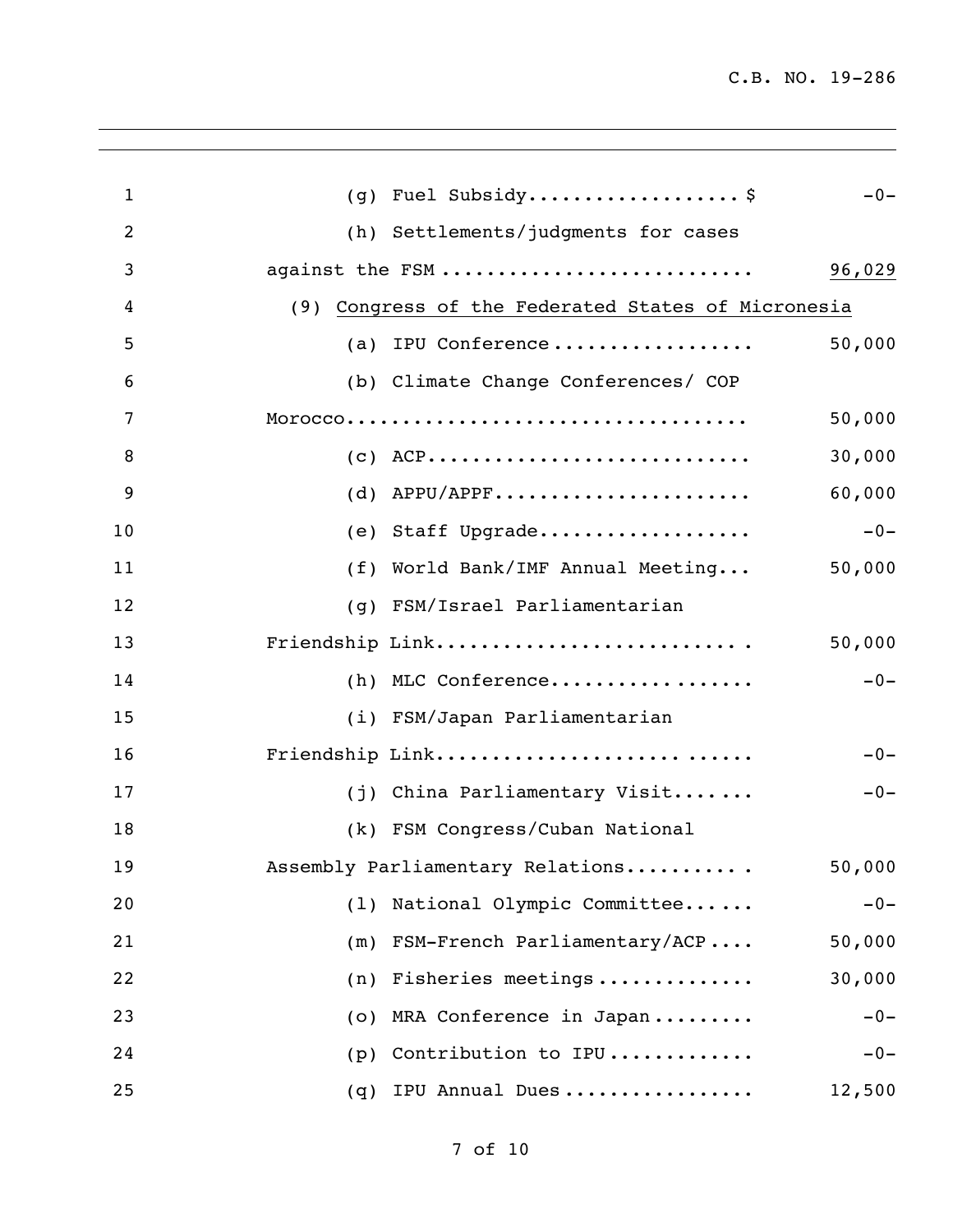(g) Fuel Subsidy.................. $ -0-

(h) Settlements/judgments for cases against the FSM .......................... 96,029

(9) Congress of the Federated States of Micronesia

(a) IPU Conference.................. 50,000

(b) Climate Change Conferences/ COP Morocco.................................. 50,000

(c) ACP............................ 30,000

(d) APPU/APPF...................... 60,000

(e) Staff Upgrade.................. -0-

(f) World Bank/IMF Annual Meeting... 50,000

(g) FSM/Israel Parliamentarian Friendship Link.......................... . 50,000

(h) MLC Conference................. -0-

(i) FSM/Japan Parliamentarian Friendship Link................................ -0-

(j) China Parliamentary Visit....... -0-

(k) FSM Congress/Cuban National Assembly Parliamentary Relations.......... . 50,000

(l) National Olympic Committee...... -0-

(m) FSM-French Parliamentary/ACP.... 50,000

(n) Fisheries meetings............. 30,000

(o) MRA Conference in Japan......... -0-

(p) Contribution to IPU............ -0-

(q) IPU Annual Dues................ 12,500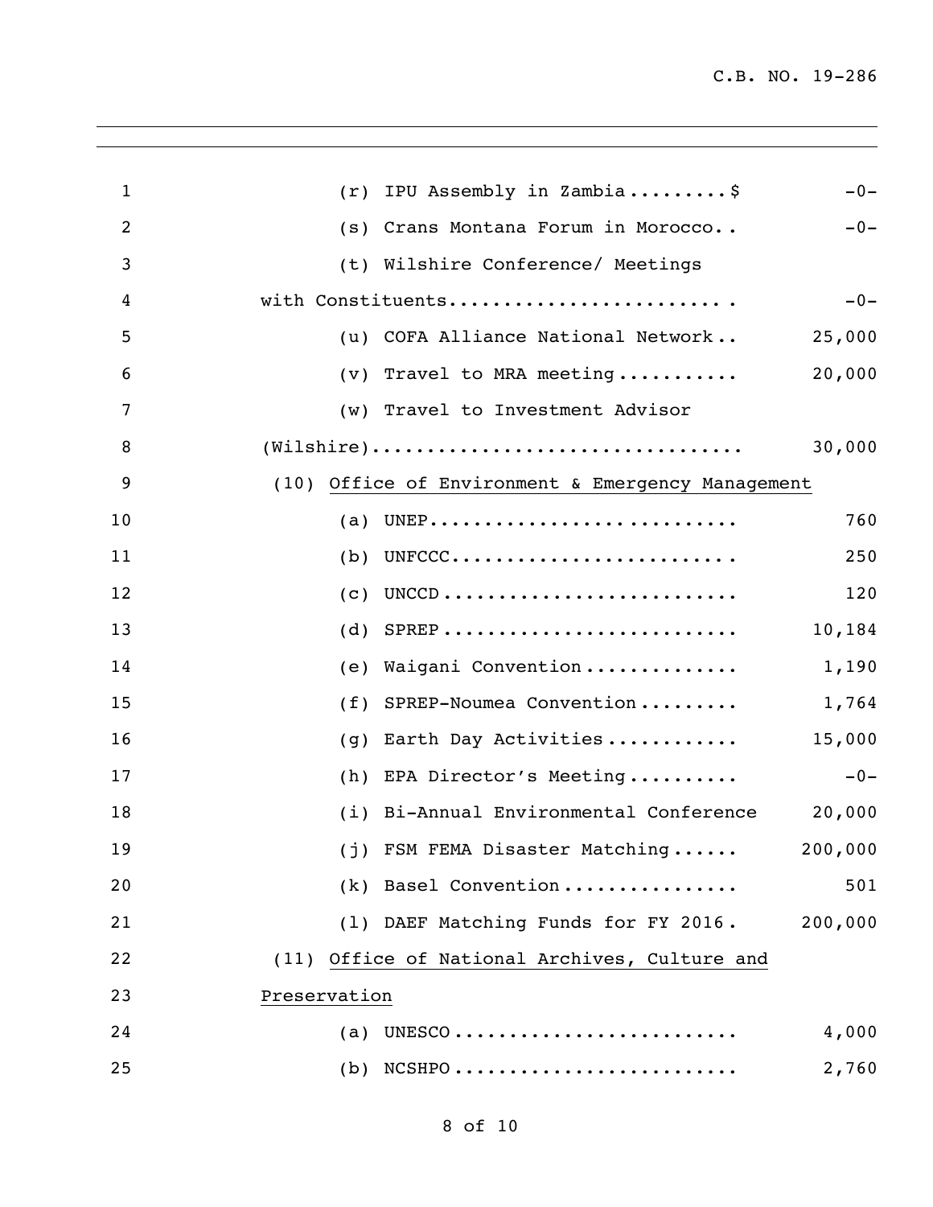(r) IPU Assembly in Zambia.........$ -0-

(s) Crans Montana Forum in Morocco.. -0-

(t) Wilshire Conference/ Meetings with Constituents......................... -0-

(u) COFA Alliance National Network.. 25,000

(v) Travel to MRA meeting........... 20,000

(w) Travel to Investment Advisor (Wilshire)................................ 30,000

(10) Office of Environment & Emergency Management

(a) UNEP........................... 760

(b) UNFCCC.......................... 250

(c) UNCCD........................... 120

(d) SPREP........................... 10,184

(e) Waigani Convention.............. 1,190

(f) SPREP-Noumea Convention......... 1,764

(g) Earth Day Activities............ 15,000

(h) EPA Director's Meeting.......... -0-

(i) Bi-Annual Environmental Conference 20,000

(j) FSM FEMA Disaster Matching...... 200,000

(k) Basel Convention................ 501

(l) DAEF Matching Funds for FY 2016. 200,000

(11) Office of National Archives, Culture and Preservation

(a) UNESCO.......................... 4,000

(b) NCSHPO.......................... 2,760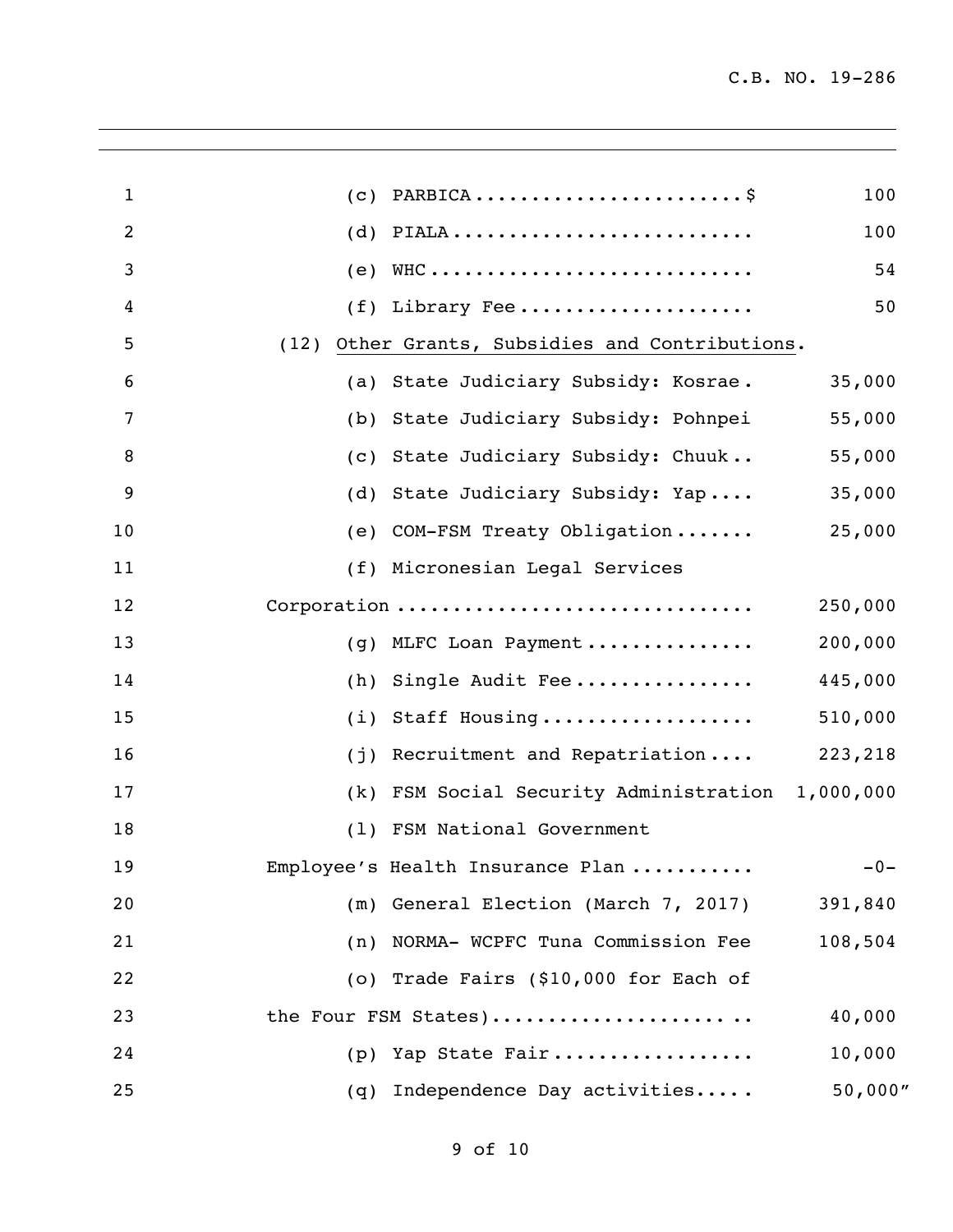(c) PARBICA........................$ 100

(d) PIALA.......................... 100

(e) WHC............................ 54

(f) Library Fee.................... 50

(12) Other Grants, Subsidies and Contributions.

(a) State Judiciary Subsidy: Kosrae. 35,000

(b) State Judiciary Subsidy: Pohnpei 55,000

(c) State Judiciary Subsidy: Chuuk.. 55,000

(d) State Judiciary Subsidy: Yap.... 35,000

(e) COM-FSM Treaty Obligation....... 25,000

(f) Micronesian Legal Services Corporation.............................. 250,000

(g) MLFC Loan Payment............... 200,000

(h) Single Audit Fee................ 445,000

(i) Staff Housing................... 510,000

(j) Recruitment and Repatriation.... 223,218

(k) FSM Social Security Administration 1,000,000

(l) FSM National Government Employee's Health Insurance Plan........... -0-

(m) General Election (March 7, 2017) 391,840

(n) NORMA- WCPFC Tuna Commission Fee 108,504

(o) Trade Fairs ($10,000 for Each of the Four FSM States)....................... 40,000

(p) Yap State Fair.................. 10,000

(q) Independence Day activities..... 50,000"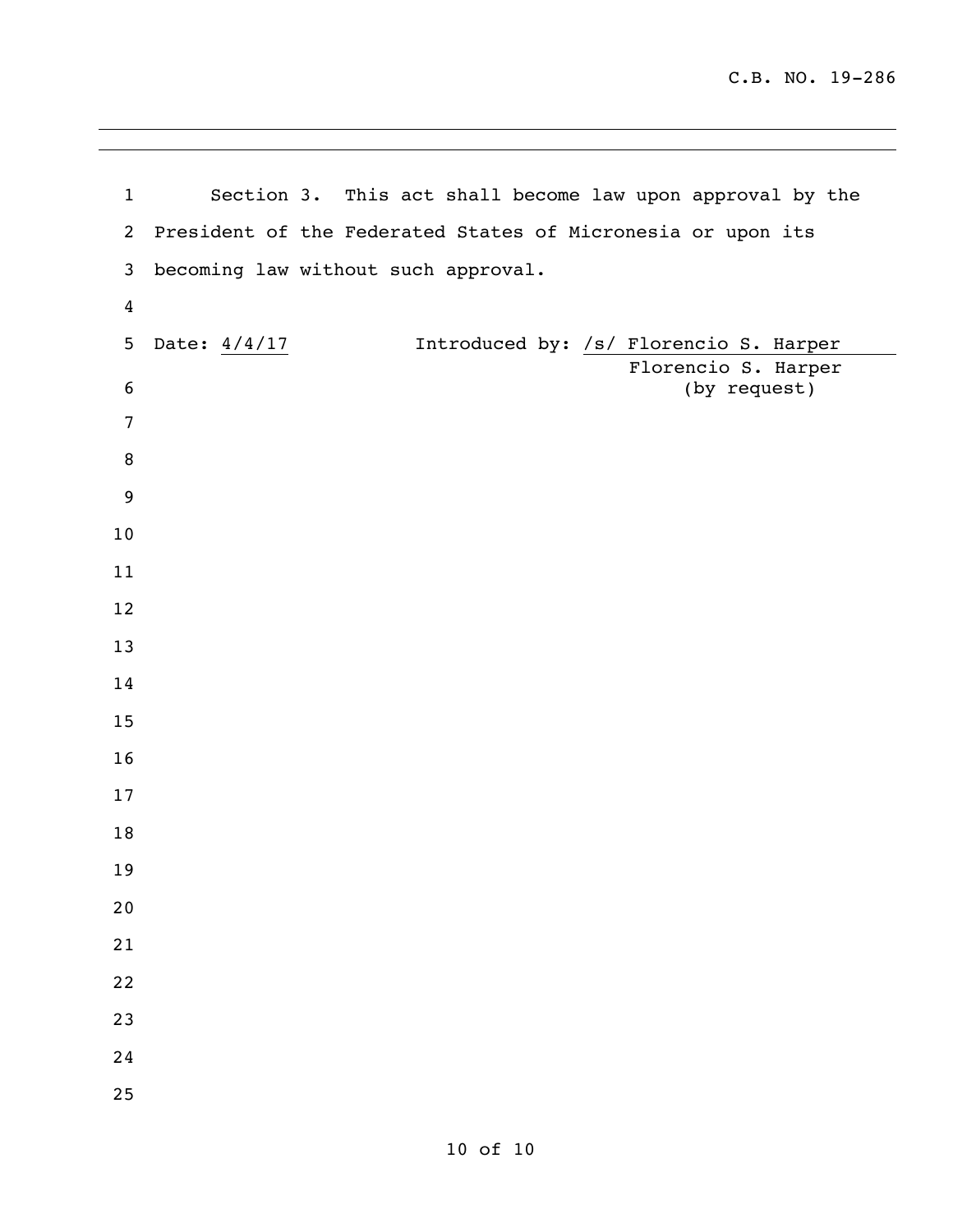Section 3. This act shall become law upon approval by the President of the Federated States of Micronesia or upon its becoming law without such approval.

Date: 4/4/17

Introduced by: /s/ Florencio S. Harper

Florencio S. Harper
(by request)